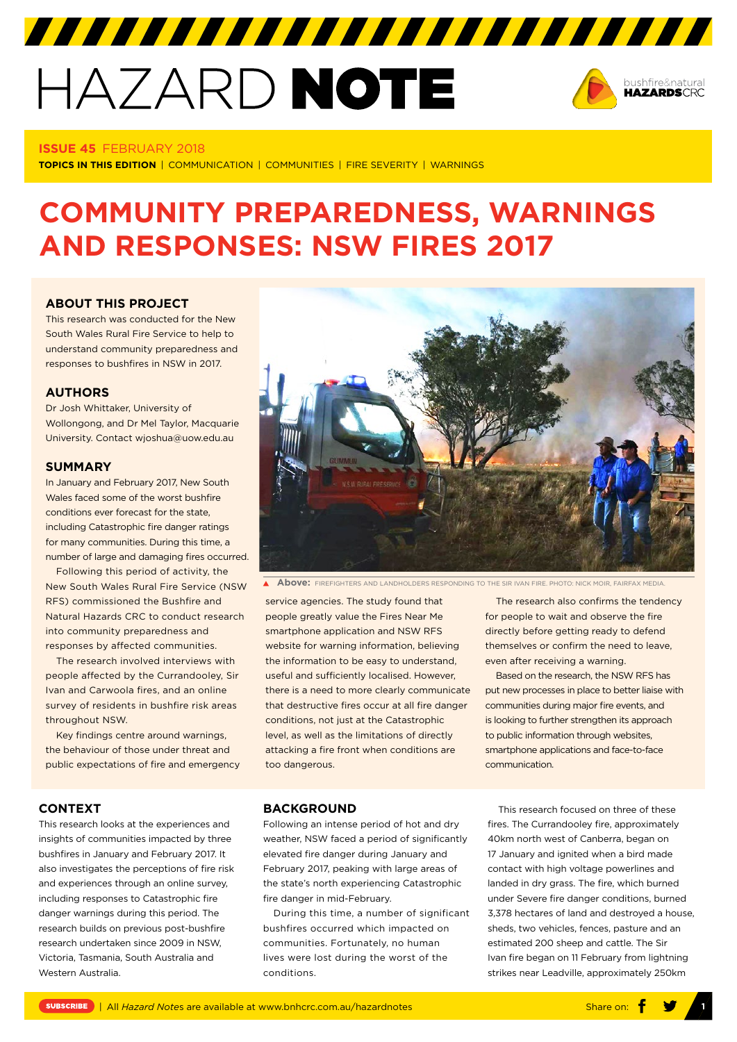# HAZARD NOTE

**ISSUE 45** FEBRUARY 2018

**TOPICS IN THIS EDITION** | COMMUNICATION | COMMUNITIES | FIRE SEVERITY | WARNINGS

# COMMUNITY PREPAREDNESS, WARNINGS AND RESPONSES: NSW FIRES 2017

## ABOUT THIS PROJECT

This research was conducted for the New South Wales Rural Fire Service to help to understand community preparedness and responses to bushfires in NSW in 2017.

## AUTHORS

Dr Josh Whittaker, University of Wollongong, and Dr Mel Taylor, Macquarie University. Contact wjoshua@uow.edu.au

## SUMMARY

In January and February 2017, New South Wales faced some of the worst bushfire conditions ever forecast for the state, including Catastrophic fire danger ratings for many communities. During this time, a number of large and damaging fires occurred.

Following this period of activity, the New South Wales Rural Fire Service (NSW RFS) commissioned the Bushfire and Natural Hazards CRC to conduct research into community preparedness and responses by affected communities.

The research involved interviews with people affected by the Currandooley, Sir Ivan and Carwoola fires, and an online survey of residents in bushfire risk areas throughout NSW.

Key findings centre around warnings, the behaviour of those under threat and public expectations of fire and emergency service agencies. The study found that people greatly value the Fires Near Me smartphone application and NSW RFS website for warning information, believing the information to be easy to understand, useful and sufficiently localised. However, there is a need to more clearly communicate that destructive fires occur at all fire danger conditions, not just at the Catastrophic level, as well as the limitations of directly attacking a fire front when conditions are too dangerous.

The research also confirms the tendency for people to wait and observe the fire directly before getting ready to defend themselves or confirm the need to leave, even after receiving a warning.

Based on the research, the NSW RFS has put new processes in place to better liaise with communities during major fire events, and is looking to further strengthen its approach to public information through websites, smartphone applications and face-to-face communication.

**Above:** FIREFIGHTERS AND LANDHOLDERS RESPONDING TO THE SIR IVAN FIRE. PHOTO: NICK MOIR, FAIRFAX MEDIA.

## CONTEXT

This research looks at the experiences and insights of communities impacted by three bushfires in January and February 2017. It also investigates the perceptions of fire risk and experiences through an online survey, including responses to Catastrophic fire danger warnings during this period. The research builds on previous post-bushfire research undertaken since 2009 in NSW, Victoria, Tasmania, South Australia and Western Australia.

## BACKGROUND

Following an intense period of hot and dry weather, NSW faced a period of significantly elevated fire danger during January and February 2017, peaking with large areas of the state's north experiencing Catastrophic fire danger in mid-February.

During this time, a number of significant bushfires occurred which impacted on communities. Fortunately, no human lives were lost during the worst of the conditions.

This research focused on three of these fires. The Currandooley fire, approximately 40km north west of Canberra, began on 17 January and ignited when a bird made contact with high voltage powerlines and landed in dry grass. The fire, which burned 3,378 hectares of land and destroyed a house, sheds, two vehicles, fences, pasture and an estimated 200 sheep and cattle. The Sir Ivan fire began on 11 February from lightning strikes near Leadville, approximately 250km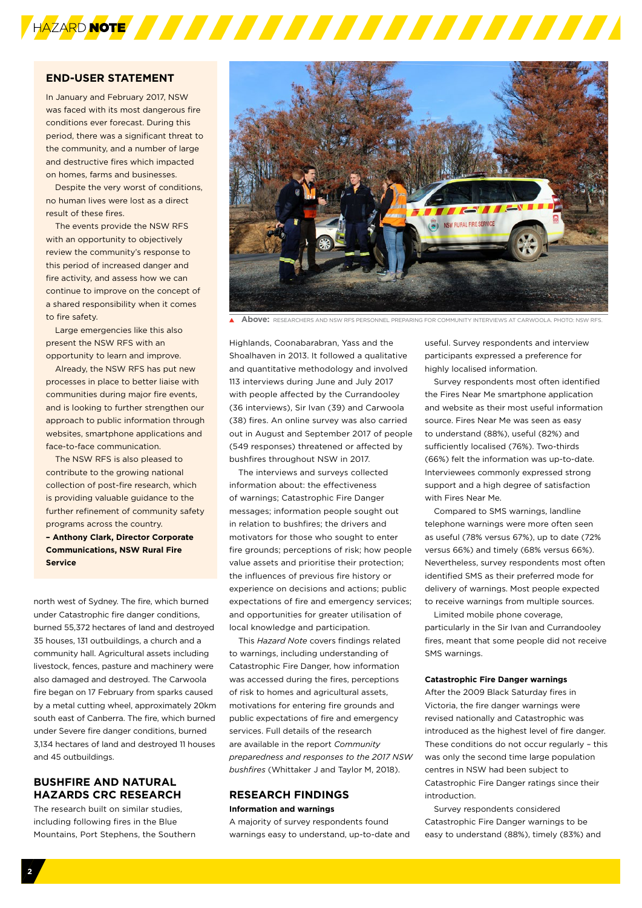## END-USER STATEMENT

In January and February 2017, NSW was faced with its most dangerous fire conditions ever forecast. During this period, there was a significant threat to the community, and a number of large and destructive fires which impacted on homes, farms and businesses.

Despite the very worst of conditions, no human lives were lost as a direct result of these fires.

The events provide the NSW RFS with an opportunity to objectively review the community's response to this period of increased danger and fire activity, and assess how we can continue to improve on the concept of a shared responsibility when it comes to fire safety.

Large emergencies like this also present the NSW RFS with an opportunity to learn and improve.

Already, the NSW RFS has put new processes in place to better liaise with communities during major fire events, and is looking to further strengthen our approach to public information through websites, smartphone applications and face-to-face communication.

The NSW RFS is also pleased to contribute to the growing national collection of post-fire research, which is providing valuable guidance to the further refinement of community safety programs across the country.

**– Anthony Clark, Director Corporate Communications, NSW Rural Fire Service**

north west of Sydney. The fire, which burned under Catastrophic fire danger conditions, burned 55,372 hectares of land and destroyed 35 houses, 131 outbuildings, a church and a community hall. Agricultural assets including livestock, fences, pasture and machinery were also damaged and destroyed. The Carwoola fire began on 17 February from sparks caused by a metal cutting wheel, approximately 20km south east of Canberra. The fire, which burned under Severe fire danger conditions, burned 3,134 hectares of land and destroyed 11 houses and 45 outbuildings.

## BUSHFIRE AND NATURAL HAZARDS CRC RESEARCH

The research built on similar studies, including following fires in the Blue Mountains, Port Stephens, the Southern Highlands, Coonabarabran, Yass and the Shoalhaven in 2013. It followed a qualitative and quantitative methodology and involved 113 interviews during June and July 2017 with people affected by the Currandooley (36 interviews), Sir Ivan (39) and Carwoola (38) fires. An online survey was also carried out in August and September 2017 of people (549 responses) threatened or affected by bushfires throughout NSW in 2017.

The interviews and surveys collected information about: the effectiveness of warnings; Catastrophic Fire Danger messages; information people sought out in relation to bushfires; the drivers and motivators for those who sought to enter fire grounds; perceptions of risk; how people value assets and prioritise their protection; the influences of previous fire history or experience on decisions and actions; public expectations of fire and emergency services; and opportunities for greater utilisation of local knowledge and participation.

This *Hazard Note* covers findings related to warnings, including understanding of Catastrophic Fire Danger, how information was accessed during the fires, perceptions of risk to homes and agricultural assets, motivations for entering fire grounds and public expectations of fire and emergency services. Full details of the research are available in the report *Community preparedness and responses to the 2017 NSW bushfires* (Whittaker J and Taylor M, 2018).

**Above:** RESEARCHERS AND NSW RFS PERSONNEL PREPARING FOR COMMUNITY INTERVIEWS AT CARWOOLA. PHOTO: NSW RFS.

## RESEARCH FINDINGS

### Information and warnings

A majority of survey respondents found warnings easy to understand, up-to-date and useful. Survey respondents and interview participants expressed a preference for highly localised information.

Survey respondents most often identified the Fires Near Me smartphone application and website as their most useful information source. Fires Near Me was seen as easy to understand (88%), useful (82%) and sufficiently localised (76%). Two-thirds (66%) felt the information was up-to-date. Interviewees commonly expressed strong support and a high degree of satisfaction with Fires Near Me.

Compared to SMS warnings, landline telephone warnings were more often seen as useful (78% versus 67%), up to date (72% versus 66%) and timely (68% versus 66%). Nevertheless, survey respondents most often identified SMS as their preferred mode for delivery of warnings. Most people expected to receive warnings from multiple sources.

Limited mobile phone coverage, particularly in the Sir Ivan and Currandooley fires, meant that some people did not receive SMS warnings.

### Catastrophic Fire Danger warnings

After the 2009 Black Saturday fires in Victoria, the fire danger warnings were revised nationally and Catastrophic was introduced as the highest level of fire danger. These conditions do not occur regularly – this was only the second time large population centres in NSW had been subject to Catastrophic Fire Danger ratings since their introduction.

Survey respondents considered Catastrophic Fire Danger warnings to be easy to understand (88%), timely (83%) and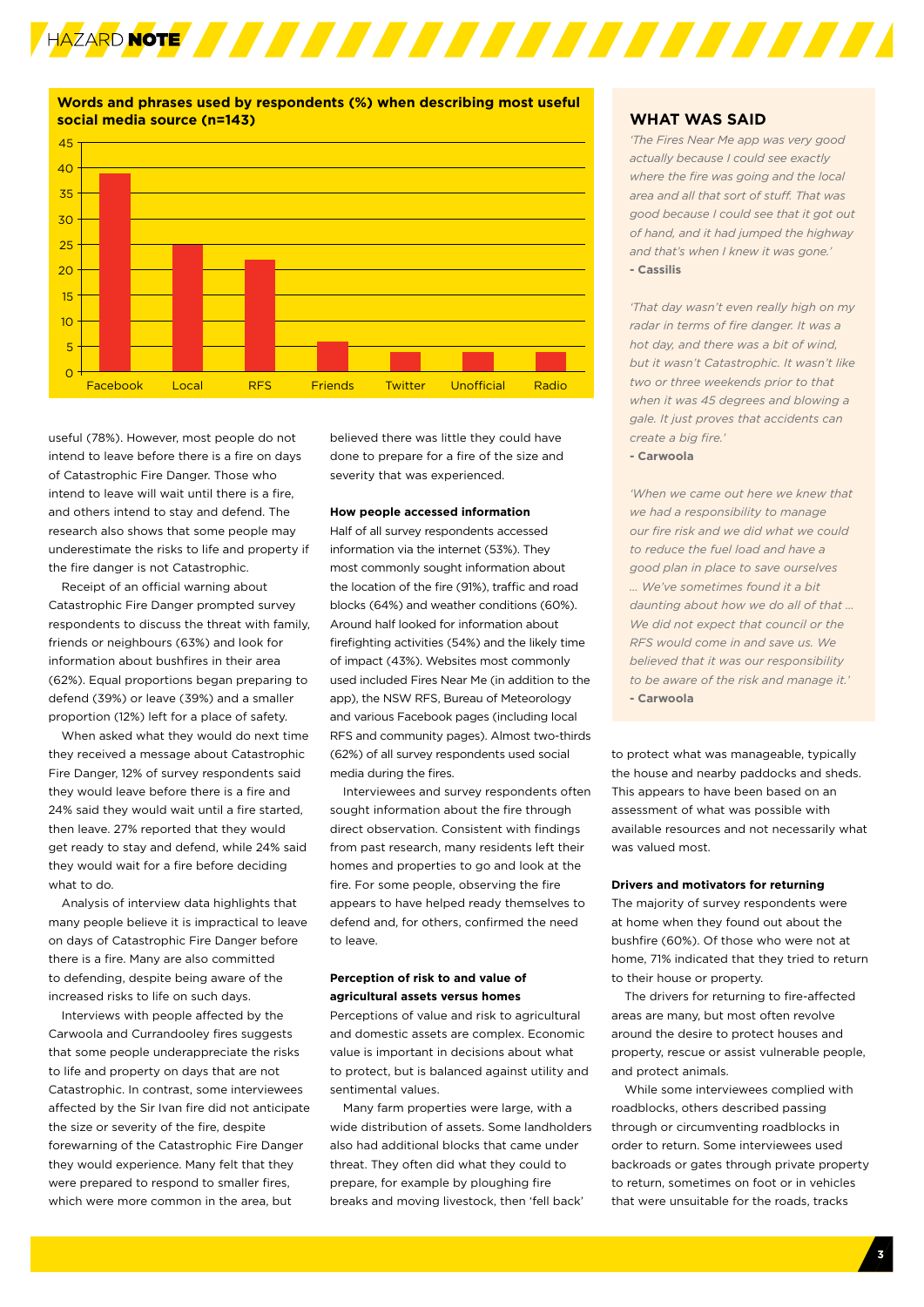**Words and phrases used by respondents (%) when describing most useful social media source (n=143)**

| Source | % |
|---|---|
| Facebook | 39 |
| Local | 25 |
| RFS | 22 |
| Friends | 6 |
| Twitter | 4 |
| Unofficial | 4 |
| Radio | 4 |

useful (78%). However, most people do not intend to leave before there is a fire on days of Catastrophic Fire Danger. Those who intend to leave will wait until there is a fire, and others intend to stay and defend. The research also shows that some people may underestimate the risks to life and property if the fire danger is not Catastrophic.

Receipt of an official warning about Catastrophic Fire Danger prompted survey respondents to discuss the threat with family, friends or neighbours (63%) and look for information about bushfires in their area (62%). Equal proportions began preparing to defend (39%) or leave (39%) and a smaller proportion (12%) left for a place of safety.

When asked what they would do next time they received a message about Catastrophic Fire Danger, 12% of survey respondents said they would leave before there is a fire and 24% said they would wait until a fire started, then leave. 27% reported that they would get ready to stay and defend, while 24% said they would wait for a fire before deciding what to do.

Analysis of interview data highlights that many people believe it is impractical to leave on days of Catastrophic Fire Danger before there is a fire. Many are also committed to defending, despite being aware of the increased risks to life on such days.

Interviews with people affected by the Carwoola and Currandooley fires suggests that some people underappreciate the risks to life and property on days that are not Catastrophic. In contrast, some interviewees affected by the Sir Ivan fire did not anticipate the size or severity of the fire, despite forewarning of the Catastrophic Fire Danger they would experience. Many felt that they were prepared to respond to smaller fires, which were more common in the area, but believed there was little they could have done to prepare for a fire of the size and severity that was experienced.

**How people accessed information**

Half of all survey respondents accessed information via the internet (53%). They most commonly sought information about the location of the fire (91%), traffic and road blocks (64%) and weather conditions (60%). Around half looked for information about firefighting activities (54%) and the likely time of impact (43%). Websites most commonly used included Fires Near Me (in addition to the app), the NSW RFS, Bureau of Meteorology and various Facebook pages (including local RFS and community pages). Almost two-thirds (62%) of all survey respondents used social media during the fires.

Interviewees and survey respondents often sought information about the fire through direct observation. Consistent with findings from past research, many residents left their homes and properties to go and look at the fire. For some people, observing the fire appears to have helped ready themselves to defend and, for others, confirmed the need to leave.

**Perception of risk to and value of agricultural assets versus homes**

Perceptions of value and risk to agricultural and domestic assets are complex. Economic value is important in decisions about what to protect, but is balanced against utility and sentimental values.

Many farm properties were large, with a wide distribution of assets. Some landholders also had additional blocks that came under threat. They often did what they could to prepare, for example by ploughing fire breaks and moving livestock, then 'fell back' to protect what was manageable, typically the house and nearby paddocks and sheds. This appears to have been based on an assessment of what was possible with available resources and not necessarily what was valued most.

**Drivers and motivators for returning**

The majority of survey respondents were at home when they found out about the bushfire (60%). Of those who were not at home, 71% indicated that they tried to return to their house or property.

The drivers for returning to fire-affected areas are many, but most often revolve around the desire to protect houses and property, rescue or assist vulnerable people, and protect animals.

While some interviewees complied with roadblocks, others described passing through or circumventing roadblocks in order to return. Some interviewees used backroads or gates through private property to return, sometimes on foot or in vehicles that were unsuitable for the roads, tracks

## WHAT WAS SAID

*'The Fires Near Me app was very good actually because I could see exactly where the fire was going and the local area and all that sort of stuff. That was good because I could see that it got out of hand, and it had jumped the highway and that's when I knew it was gone.'*
**- Cassilis**

*'That day wasn't even really high on my radar in terms of fire danger. It was a hot day, and there was a bit of wind, but it wasn't Catastrophic. It wasn't like two or three weekends prior to that when it was 45 degrees and blowing a gale. It just proves that accidents can create a big fire.'*
**- Carwoola**

*'When we came out here we knew that we had a responsibility to manage our fire risk and we did what we could to reduce the fuel load and have a good plan in place to save ourselves … We've sometimes found it a bit daunting about how we do all of that … We did not expect that council or the RFS would come in and save us. We believed that it was our responsibility to be aware of the risk and manage it.'*
**- Carwoola**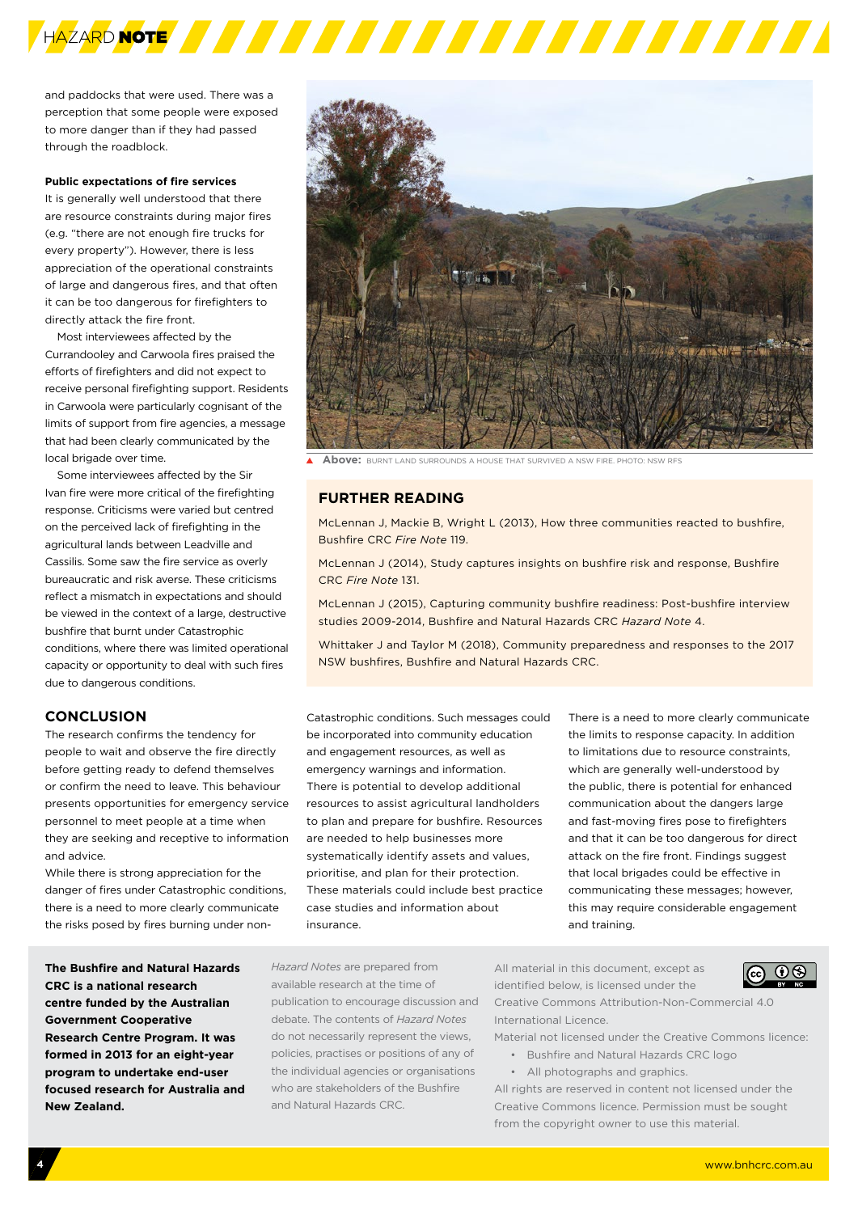and paddocks that were used. There was a perception that some people were exposed to more danger than if they had passed through the roadblock.

**Public expectations of fire services**

It is generally well understood that there are resource constraints during major fires (e.g. "there are not enough fire trucks for every property"). However, there is less appreciation of the operational constraints of large and dangerous fires, and that often it can be too dangerous for firefighters to directly attack the fire front.

Most interviewees affected by the Currandooley and Carwoola fires praised the efforts of firefighters and did not expect to receive personal firefighting support. Residents in Carwoola were particularly cognisant of the limits of support from fire agencies, a message that had been clearly communicated by the local brigade over time.

Some interviewees affected by the Sir Ivan fire were more critical of the firefighting response. Criticisms were varied but centred on the perceived lack of firefighting in the agricultural lands between Leadville and Cassilis. Some saw the fire service as overly bureaucratic and risk averse. These criticisms reflect a mismatch in expectations and should be viewed in the context of a large, destructive bushfire that burnt under Catastrophic conditions, where there was limited operational capacity or opportunity to deal with such fires due to dangerous conditions.

**Above:** BURNT LAND SURROUNDS A HOUSE THAT SURVIVED A NSW FIRE. PHOTO: NSW RFS

## FURTHER READING

McLennan J, Mackie B, Wright L (2013), How three communities reacted to bushfire, Bushfire CRC *Fire Note* 119.

McLennan J (2014), Study captures insights on bushfire risk and response, Bushfire CRC *Fire Note* 131.

McLennan J (2015), Capturing community bushfire readiness: Post-bushfire interview studies 2009-2014, Bushfire and Natural Hazards CRC *Hazard Note* 4.

Whittaker J and Taylor M (2018), Community preparedness and responses to the 2017 NSW bushfires, Bushfire and Natural Hazards CRC.

## CONCLUSION

The research confirms the tendency for people to wait and observe the fire directly before getting ready to defend themselves or confirm the need to leave. This behaviour presents opportunities for emergency service personnel to meet people at a time when they are seeking and receptive to information and advice.

While there is strong appreciation for the danger of fires under Catastrophic conditions, there is a need to more clearly communicate the risks posed by fires burning under non-Catastrophic conditions. Such messages could be incorporated into community education and engagement resources, as well as emergency warnings and information. There is potential to develop additional resources to assist agricultural landholders to plan and prepare for bushfire. Resources are needed to help businesses more systematically identify assets and values, prioritise, and plan for their protection. These materials could include best practice case studies and information about insurance.

There is a need to more clearly communicate the limits to response capacity. In addition to limitations due to resource constraints, which are generally well-understood by the public, there is potential for enhanced communication about the dangers large and fast-moving fires pose to firefighters and that it can be too dangerous for direct attack on the fire front. Findings suggest that local brigades could be effective in communicating these messages; however, this may require considerable engagement and training.

**The Bushfire and Natural Hazards CRC is a national research centre funded by the Australian Government Cooperative Research Centre Program. It was formed in 2013 for an eight-year program to undertake end-user focused research for Australia and New Zealand.**

*Hazard Notes* are prepared from available research at the time of publication to encourage discussion and debate. The contents of *Hazard Notes* do not necessarily represent the views, policies, practises or positions of any of the individual agencies or organisations who are stakeholders of the Bushfire and Natural Hazards CRC.

All material in this document, except as identified below, is licensed under the Creative Commons Attribution-Non-Commercial 4.0 International Licence.

Material not licensed under the Creative Commons licence:

- Bushfire and Natural Hazards CRC logo
- All photographs and graphics.

All rights are reserved in content not licensed under the Creative Commons licence. Permission must be sought from the copyright owner to use this material.

www.bnhcrc.com.au